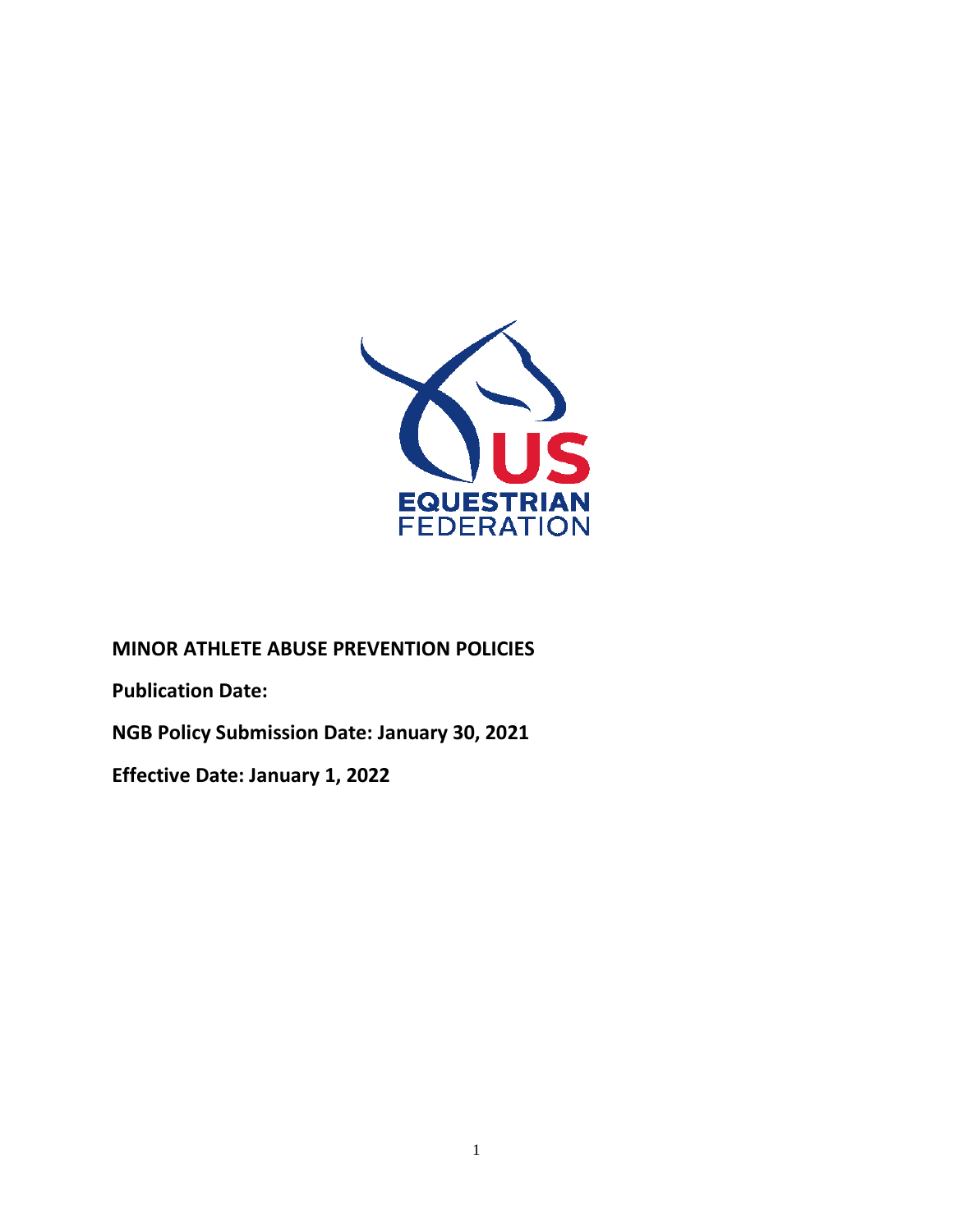US EQUESTRIAN FEDERATION

**MINOR ATHLETE ABUSE PREVENTION POLICIES**

**Publication Date:**

**NGB Policy Submission Date: January 30, 2021**

**Effective Date: January 1, 2022**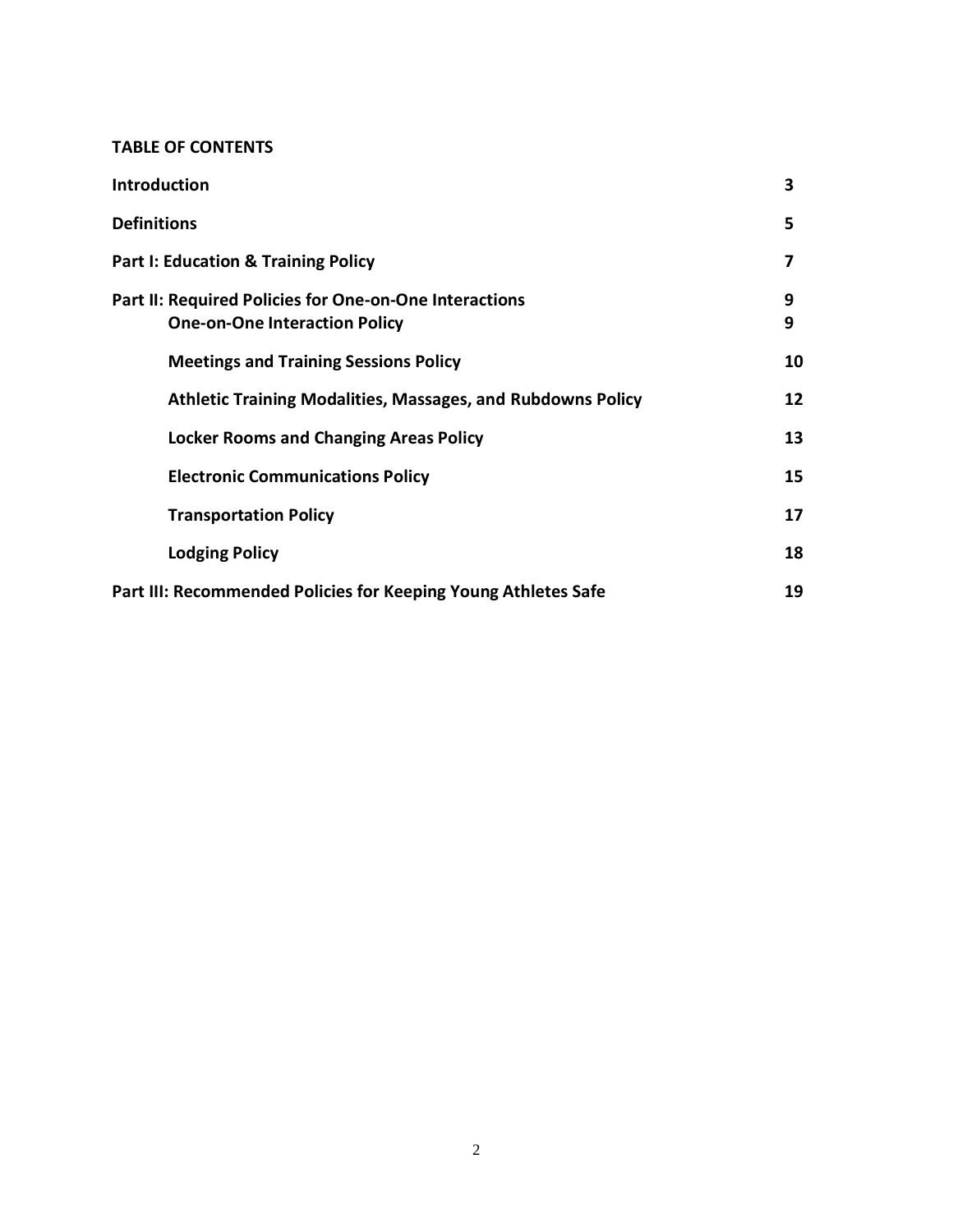**TABLE OF CONTENTS**

| | |
|---|---|
| **Introduction** | **3** |
| **Definitions** | **5** |
| **Part I: Education & Training Policy** | **7** |
| **Part II: Required Policies for One-on-One Interactions** | **9** |
| **One-on-One Interaction Policy** | **9** |
| **Meetings and Training Sessions Policy** | **10** |
| **Athletic Training Modalities, Massages, and Rubdowns Policy** | **12** |
| **Locker Rooms and Changing Areas Policy** | **13** |
| **Electronic Communications Policy** | **15** |
| **Transportation Policy** | **17** |
| **Lodging Policy** | **18** |
| **Part III: Recommended Policies for Keeping Young Athletes Safe** | **19** |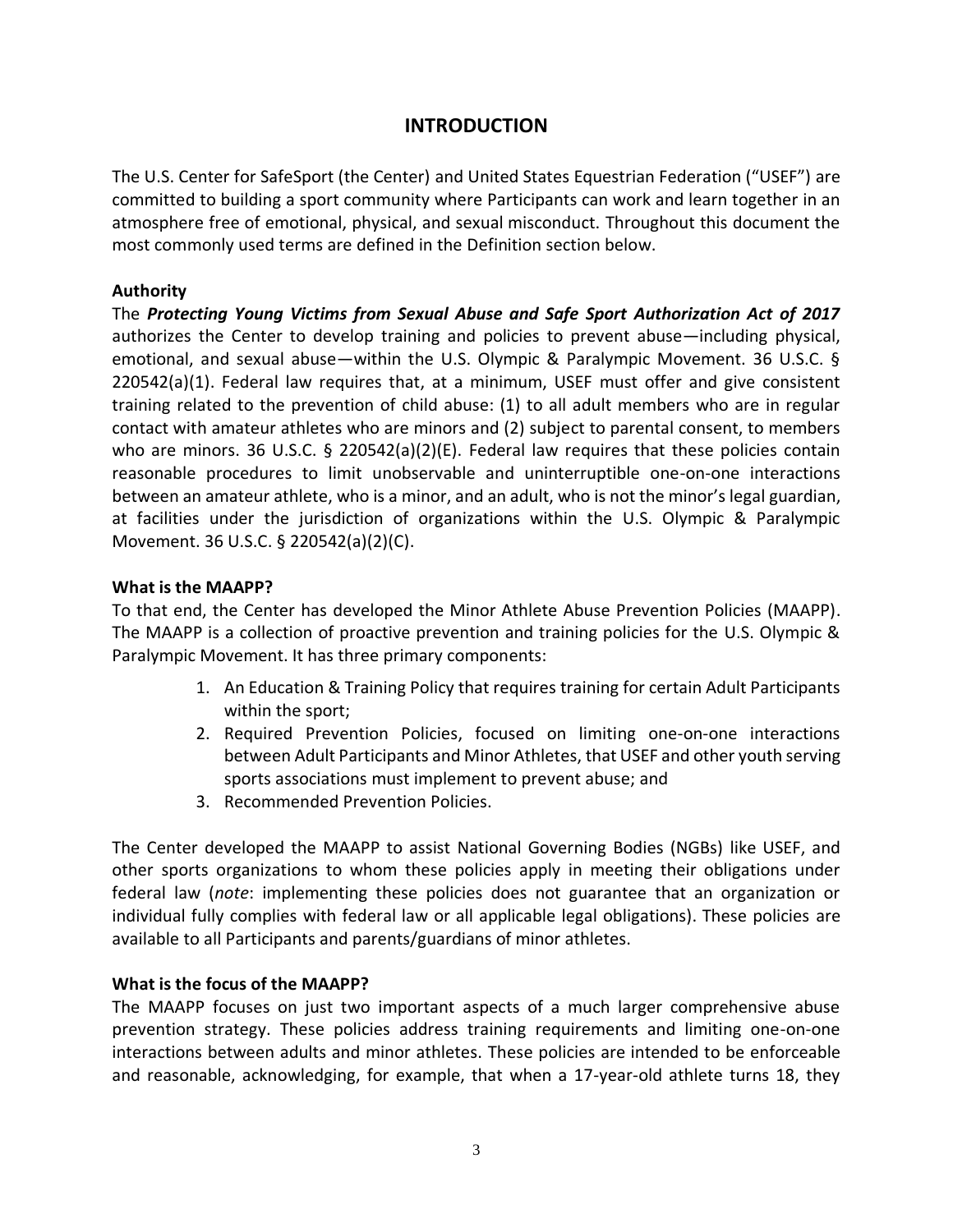## INTRODUCTION

The U.S. Center for SafeSport (the Center) and United States Equestrian Federation ("USEF") are committed to building a sport community where Participants can work and learn together in an atmosphere free of emotional, physical, and sexual misconduct. Throughout this document the most commonly used terms are defined in the Definition section below.

### Authority

The ***Protecting Young Victims from Sexual Abuse and Safe Sport Authorization Act of 2017*** authorizes the Center to develop training and policies to prevent abuse—including physical, emotional, and sexual abuse—within the U.S. Olympic & Paralympic Movement. 36 U.S.C. § 220542(a)(1). Federal law requires that, at a minimum, USEF must offer and give consistent training related to the prevention of child abuse: (1) to all adult members who are in regular contact with amateur athletes who are minors and (2) subject to parental consent, to members who are minors. 36 U.S.C. § 220542(a)(2)(E). Federal law requires that these policies contain reasonable procedures to limit unobservable and uninterruptible one-on-one interactions between an amateur athlete, who is a minor, and an adult, who is not the minor's legal guardian, at facilities under the jurisdiction of organizations within the U.S. Olympic & Paralympic Movement. 36 U.S.C. § 220542(a)(2)(C).

### What is the MAAPP?

To that end, the Center has developed the Minor Athlete Abuse Prevention Policies (MAAPP). The MAAPP is a collection of proactive prevention and training policies for the U.S. Olympic & Paralympic Movement. It has three primary components:

1. An Education & Training Policy that requires training for certain Adult Participants within the sport;
2. Required Prevention Policies, focused on limiting one-on-one interactions between Adult Participants and Minor Athletes, that USEF and other youth serving sports associations must implement to prevent abuse; and
3. Recommended Prevention Policies.

The Center developed the MAAPP to assist National Governing Bodies (NGBs) like USEF, and other sports organizations to whom these policies apply in meeting their obligations under federal law (*note*: implementing these policies does not guarantee that an organization or individual fully complies with federal law or all applicable legal obligations). These policies are available to all Participants and parents/guardians of minor athletes.

### What is the focus of the MAAPP?

The MAAPP focuses on just two important aspects of a much larger comprehensive abuse prevention strategy. These policies address training requirements and limiting one-on-one interactions between adults and minor athletes. These policies are intended to be enforceable and reasonable, acknowledging, for example, that when a 17-year-old athlete turns 18, they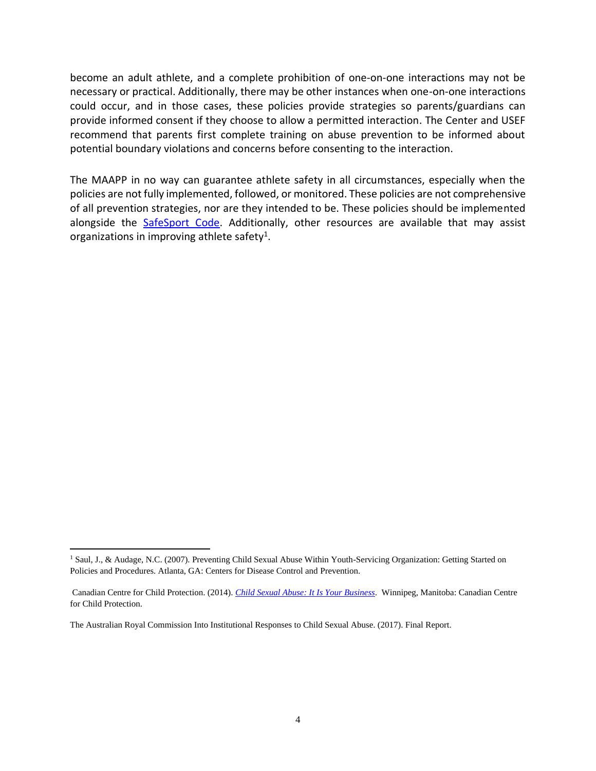become an adult athlete, and a complete prohibition of one-on-one interactions may not be necessary or practical. Additionally, there may be other instances when one-on-one interactions could occur, and in those cases, these policies provide strategies so parents/guardians can provide informed consent if they choose to allow a permitted interaction. The Center and USEF recommend that parents first complete training on abuse prevention to be informed about potential boundary violations and concerns before consenting to the interaction.

The MAAPP in no way can guarantee athlete safety in all circumstances, especially when the policies are not fully implemented, followed, or monitored. These policies are not comprehensive of all prevention strategies, nor are they intended to be. These policies should be implemented alongside the SafeSport Code. Additionally, other resources are available that may assist organizations in improving athlete safety[1].

---

[1] Saul, J., & Audage, N.C. (2007). Preventing Child Sexual Abuse Within Youth-Servicing Organization: Getting Started on Policies and Procedures. Atlanta, GA: Centers for Disease Control and Prevention.

Canadian Centre for Child Protection. (2014). *Child Sexual Abuse: It Is Your Business*. Winnipeg, Manitoba: Canadian Centre for Child Protection.

The Australian Royal Commission Into Institutional Responses to Child Sexual Abuse. (2017). Final Report.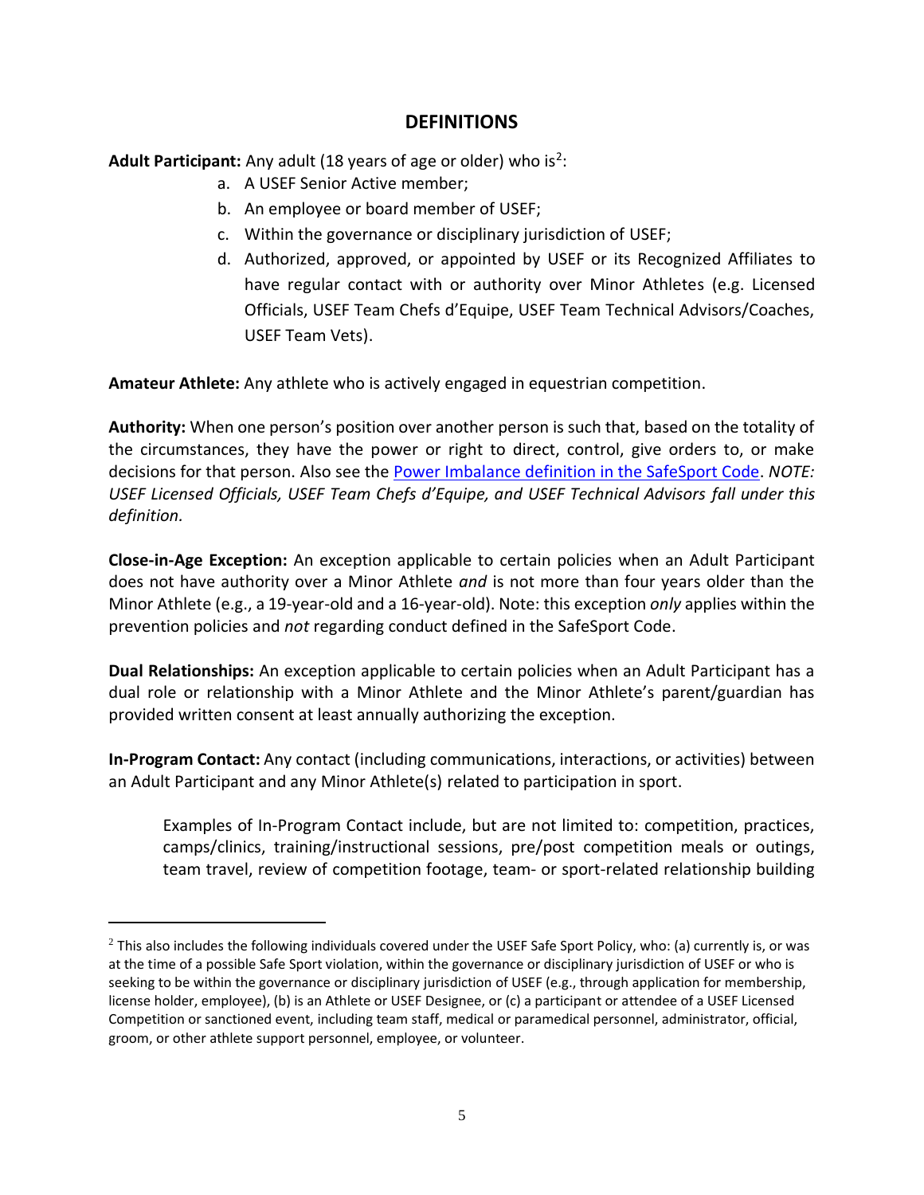## DEFINITIONS

**Adult Participant:** Any adult (18 years of age or older) who is[2]:

a. A USEF Senior Active member;
b. An employee or board member of USEF;
c. Within the governance or disciplinary jurisdiction of USEF;
d. Authorized, approved, or appointed by USEF or its Recognized Affiliates to have regular contact with or authority over Minor Athletes (e.g. Licensed Officials, USEF Team Chefs d'Equipe, USEF Team Technical Advisors/Coaches, USEF Team Vets).

**Amateur Athlete:** Any athlete who is actively engaged in equestrian competition.

**Authority:** When one person's position over another person is such that, based on the totality of the circumstances, they have the power or right to direct, control, give orders to, or make decisions for that person. Also see the [Power Imbalance definition in the SafeSport Code](). *NOTE: USEF Licensed Officials, USEF Team Chefs d'Equipe, and USEF Technical Advisors fall under this definition.*

**Close-in-Age Exception:** An exception applicable to certain policies when an Adult Participant does not have authority over a Minor Athlete *and* is not more than four years older than the Minor Athlete (e.g., a 19-year-old and a 16-year-old). Note: this exception *only* applies within the prevention policies and *not* regarding conduct defined in the SafeSport Code.

**Dual Relationships:** An exception applicable to certain policies when an Adult Participant has a dual role or relationship with a Minor Athlete and the Minor Athlete's parent/guardian has provided written consent at least annually authorizing the exception.

**In-Program Contact:** Any contact (including communications, interactions, or activities) between an Adult Participant and any Minor Athlete(s) related to participation in sport.

> Examples of In-Program Contact include, but are not limited to: competition, practices, camps/clinics, training/instructional sessions, pre/post competition meals or outings, team travel, review of competition footage, team- or sport-related relationship building

---

[2] This also includes the following individuals covered under the USEF Safe Sport Policy, who: (a) currently is, or was at the time of a possible Safe Sport violation, within the governance or disciplinary jurisdiction of USEF or who is seeking to be within the governance or disciplinary jurisdiction of USEF (e.g., through application for membership, license holder, employee), (b) is an Athlete or USEF Designee, or (c) a participant or attendee of a USEF Licensed Competition or sanctioned event, including team staff, medical or paramedical personnel, administrator, official, groom, or other athlete support personnel, employee, or volunteer.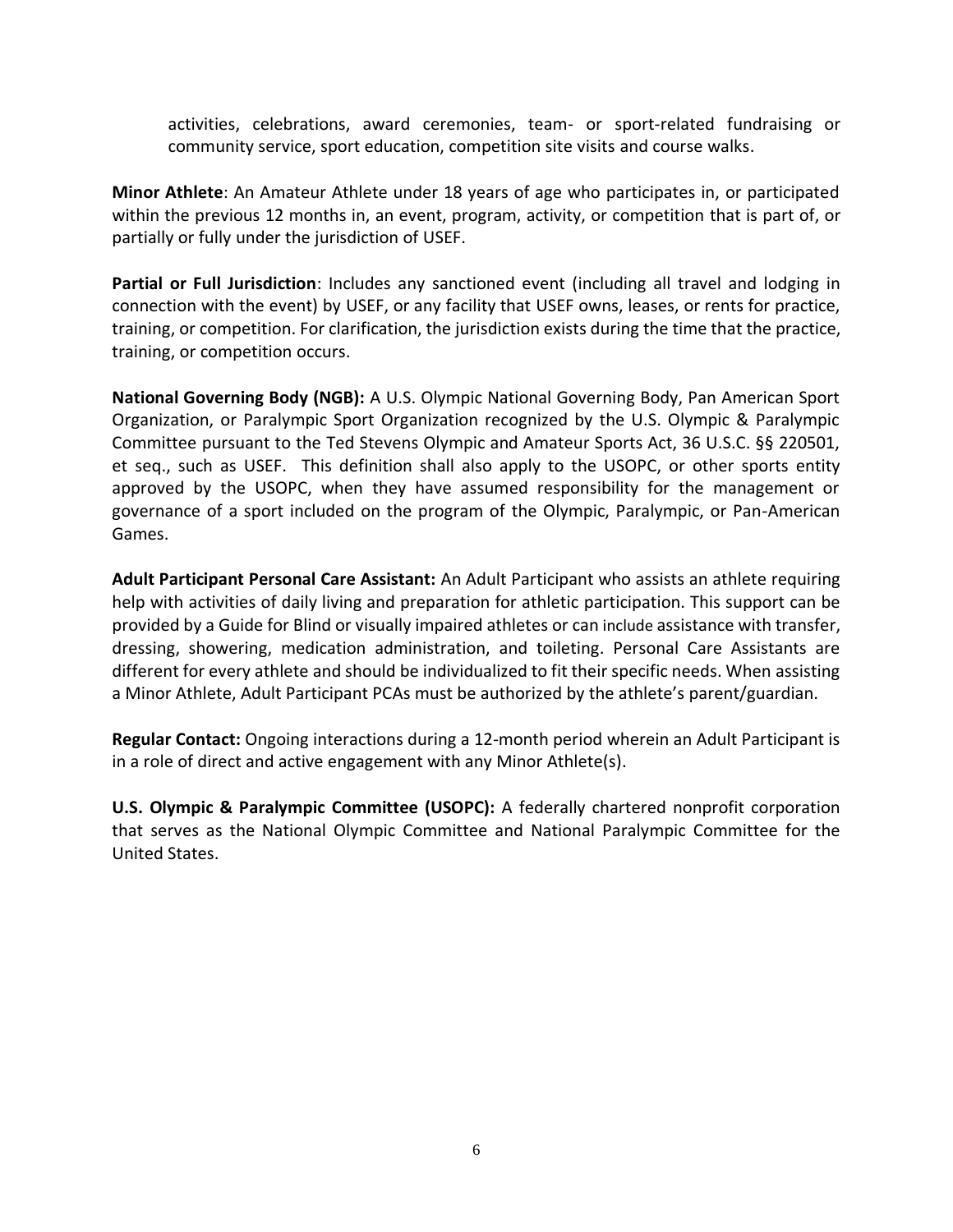activities, celebrations, award ceremonies, team- or sport-related fundraising or community service, sport education, competition site visits and course walks.

**Minor Athlete**: An Amateur Athlete under 18 years of age who participates in, or participated within the previous 12 months in, an event, program, activity, or competition that is part of, or partially or fully under the jurisdiction of USEF.

**Partial or Full Jurisdiction**: Includes any sanctioned event (including all travel and lodging in connection with the event) by USEF, or any facility that USEF owns, leases, or rents for practice, training, or competition. For clarification, the jurisdiction exists during the time that the practice, training, or competition occurs.

**National Governing Body (NGB):** A U.S. Olympic National Governing Body, Pan American Sport Organization, or Paralympic Sport Organization recognized by the U.S. Olympic & Paralympic Committee pursuant to the Ted Stevens Olympic and Amateur Sports Act, 36 U.S.C. §§ 220501, et seq., such as USEF. This definition shall also apply to the USOPC, or other sports entity approved by the USOPC, when they have assumed responsibility for the management or governance of a sport included on the program of the Olympic, Paralympic, or Pan-American Games.

**Adult Participant Personal Care Assistant:** An Adult Participant who assists an athlete requiring help with activities of daily living and preparation for athletic participation. This support can be provided by a Guide for Blind or visually impaired athletes or can include assistance with transfer, dressing, showering, medication administration, and toileting. Personal Care Assistants are different for every athlete and should be individualized to fit their specific needs. When assisting a Minor Athlete, Adult Participant PCAs must be authorized by the athlete's parent/guardian.

**Regular Contact:** Ongoing interactions during a 12-month period wherein an Adult Participant is in a role of direct and active engagement with any Minor Athlete(s).

**U.S. Olympic & Paralympic Committee (USOPC):** A federally chartered nonprofit corporation that serves as the National Olympic Committee and National Paralympic Committee for the United States.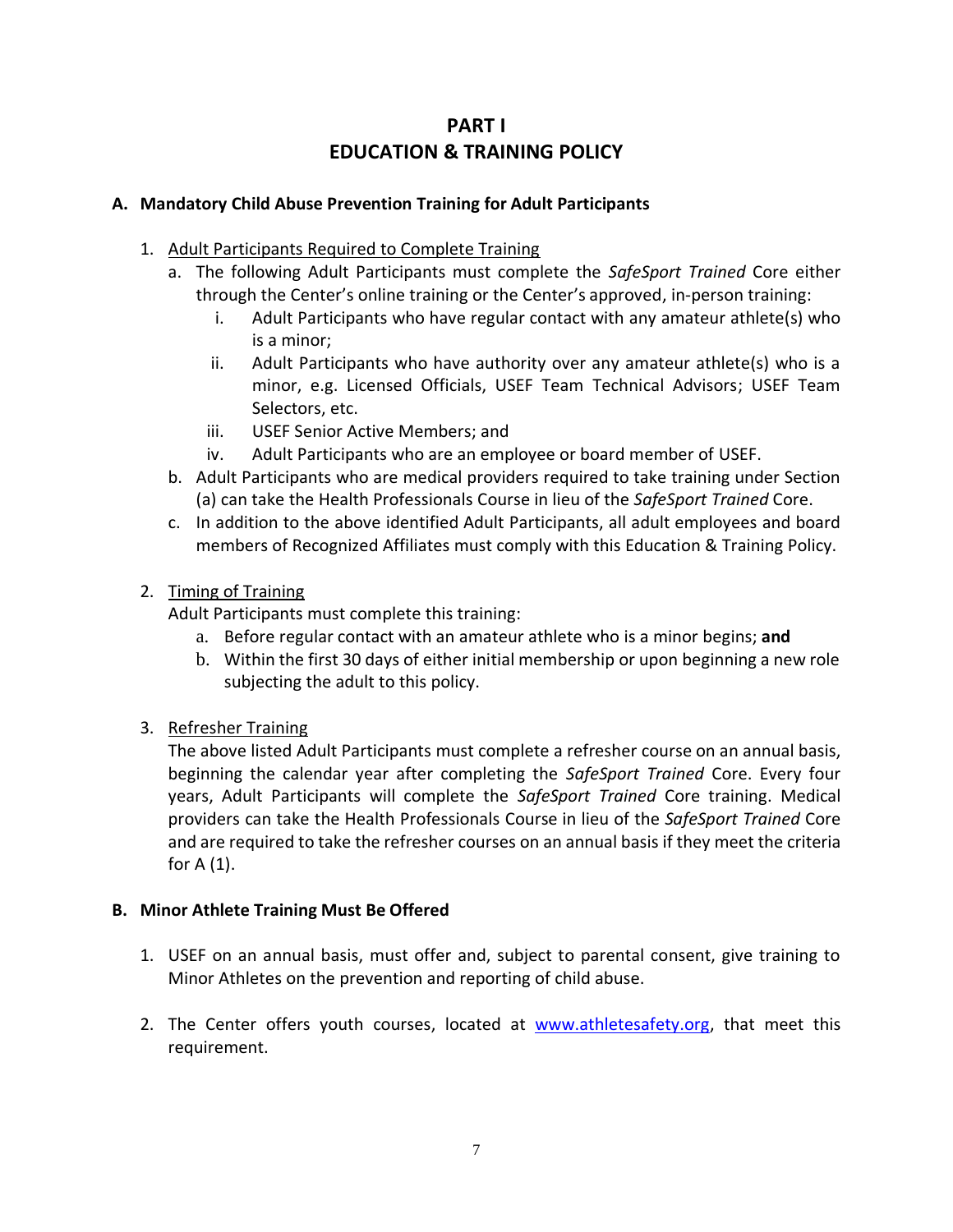# PART I
# EDUCATION & TRAINING POLICY

## A. Mandatory Child Abuse Prevention Training for Adult Participants

1. Adult Participants Required to Complete Training
   a. The following Adult Participants must complete the *SafeSport Trained* Core either through the Center's online training or the Center's approved, in-person training:
      i. Adult Participants who have regular contact with any amateur athlete(s) who is a minor;
      ii. Adult Participants who have authority over any amateur athlete(s) who is a minor, e.g. Licensed Officials, USEF Team Technical Advisors; USEF Team Selectors, etc.
      iii. USEF Senior Active Members; and
      iv. Adult Participants who are an employee or board member of USEF.
   b. Adult Participants who are medical providers required to take training under Section (a) can take the Health Professionals Course in lieu of the *SafeSport Trained* Core.
   c. In addition to the above identified Adult Participants, all adult employees and board members of Recognized Affiliates must comply with this Education & Training Policy.

2. Timing of Training

   Adult Participants must complete this training:
   a. Before regular contact with an amateur athlete who is a minor begins; **and**
   b. Within the first 30 days of either initial membership or upon beginning a new role subjecting the adult to this policy.

3. Refresher Training

   The above listed Adult Participants must complete a refresher course on an annual basis, beginning the calendar year after completing the *SafeSport Trained* Core. Every four years, Adult Participants will complete the *SafeSport Trained* Core training. Medical providers can take the Health Professionals Course in lieu of the *SafeSport Trained* Core and are required to take the refresher courses on an annual basis if they meet the criteria for A (1).

## B. Minor Athlete Training Must Be Offered

1. USEF on an annual basis, must offer and, subject to parental consent, give training to Minor Athletes on the prevention and reporting of child abuse.

2. The Center offers youth courses, located at www.athletesafety.org, that meet this requirement.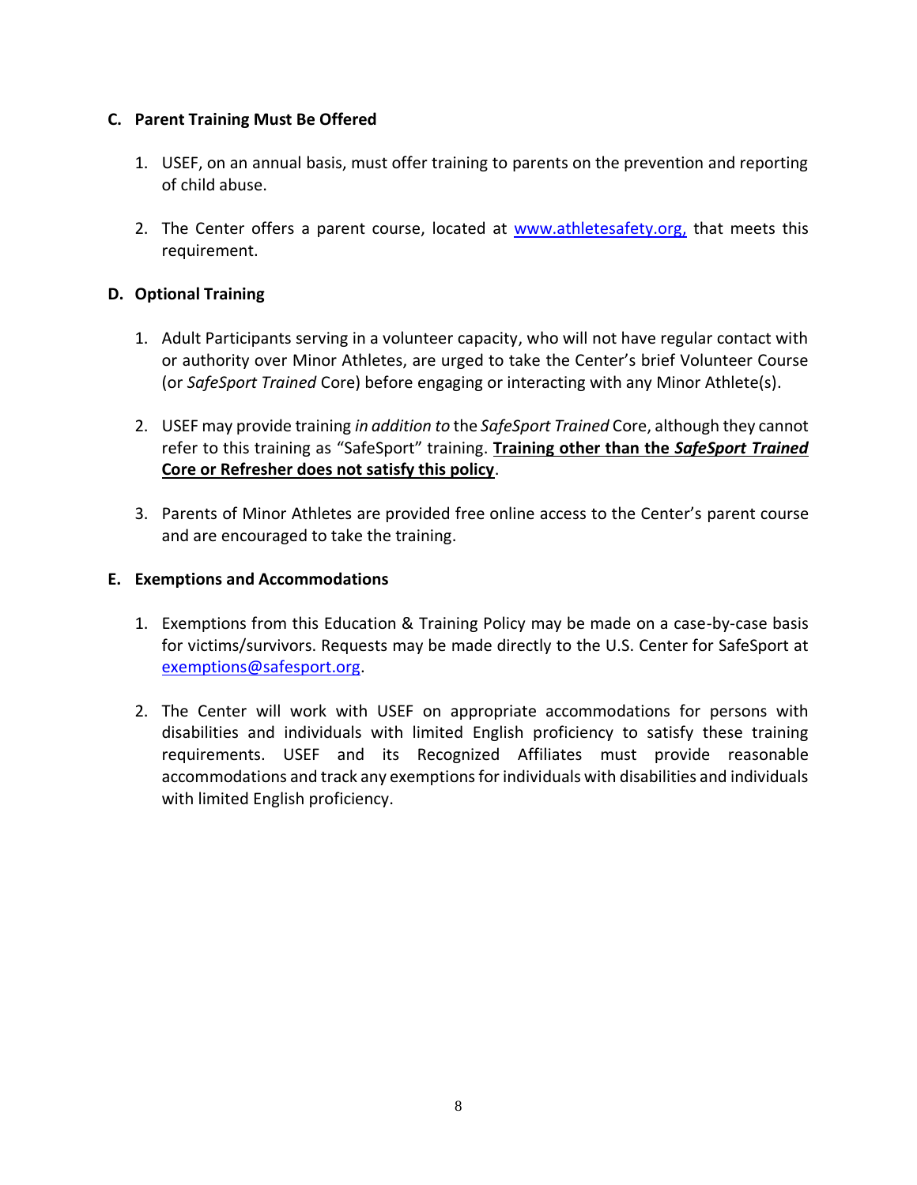### C. Parent Training Must Be Offered

1. USEF, on an annual basis, must offer training to parents on the prevention and reporting of child abuse.

2. The Center offers a parent course, located at [www.athletesafety.org,](http://www.athletesafety.org) that meets this requirement.

### D. Optional Training

1. Adult Participants serving in a volunteer capacity, who will not have regular contact with or authority over Minor Athletes, are urged to take the Center's brief Volunteer Course (or *SafeSport Trained* Core) before engaging or interacting with any Minor Athlete(s).

2. USEF may provide training *in addition to* the *SafeSport Trained* Core, although they cannot refer to this training as "SafeSport" training. **Training other than the *SafeSport Trained* Core or Refresher does not satisfy this policy**.

3. Parents of Minor Athletes are provided free online access to the Center's parent course and are encouraged to take the training.

### E. Exemptions and Accommodations

1. Exemptions from this Education & Training Policy may be made on a case-by-case basis for victims/survivors. Requests may be made directly to the U.S. Center for SafeSport at [exemptions@safesport.org](mailto:exemptions@safesport.org).

2. The Center will work with USEF on appropriate accommodations for persons with disabilities and individuals with limited English proficiency to satisfy these training requirements. USEF and its Recognized Affiliates must provide reasonable accommodations and track any exemptions for individuals with disabilities and individuals with limited English proficiency.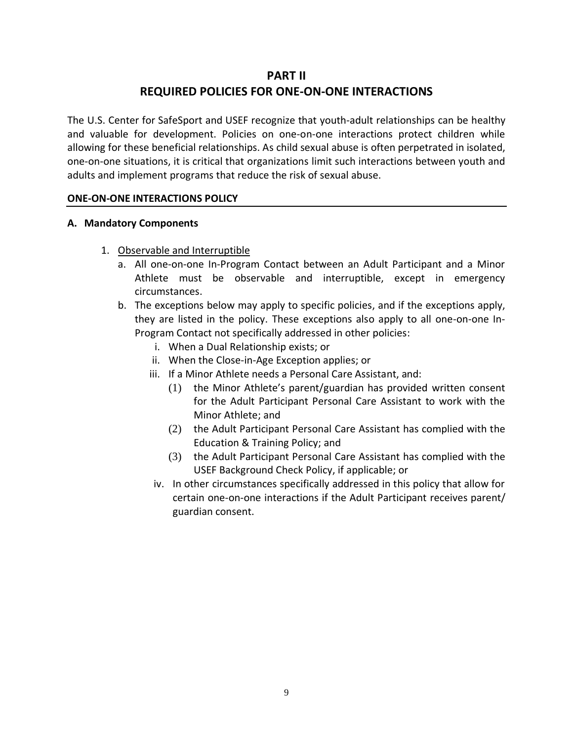# PART II
# REQUIRED POLICIES FOR ONE-ON-ONE INTERACTIONS

The U.S. Center for SafeSport and USEF recognize that youth-adult relationships can be healthy and valuable for development. Policies on one-on-one interactions protect children while allowing for these beneficial relationships. As child sexual abuse is often perpetrated in isolated, one-on-one situations, it is critical that organizations limit such interactions between youth and adults and implement programs that reduce the risk of sexual abuse.

## ONE-ON-ONE INTERACTIONS POLICY

### A. Mandatory Components

1. <u>Observable and Interruptible</u>
   a. All one-on-one In-Program Contact between an Adult Participant and a Minor Athlete must be observable and interruptible, except in emergency circumstances.
   b. The exceptions below may apply to specific policies, and if the exceptions apply, they are listed in the policy. These exceptions also apply to all one-on-one In-Program Contact not specifically addressed in other policies:
      i. When a Dual Relationship exists; or
      ii. When the Close-in-Age Exception applies; or
      iii. If a Minor Athlete needs a Personal Care Assistant, and:
         (1) the Minor Athlete's parent/guardian has provided written consent for the Adult Participant Personal Care Assistant to work with the Minor Athlete; and
         (2) the Adult Participant Personal Care Assistant has complied with the Education & Training Policy; and
         (3) the Adult Participant Personal Care Assistant has complied with the USEF Background Check Policy, if applicable; or
      iv. In other circumstances specifically addressed in this policy that allow for certain one-on-one interactions if the Adult Participant receives parent/guardian consent.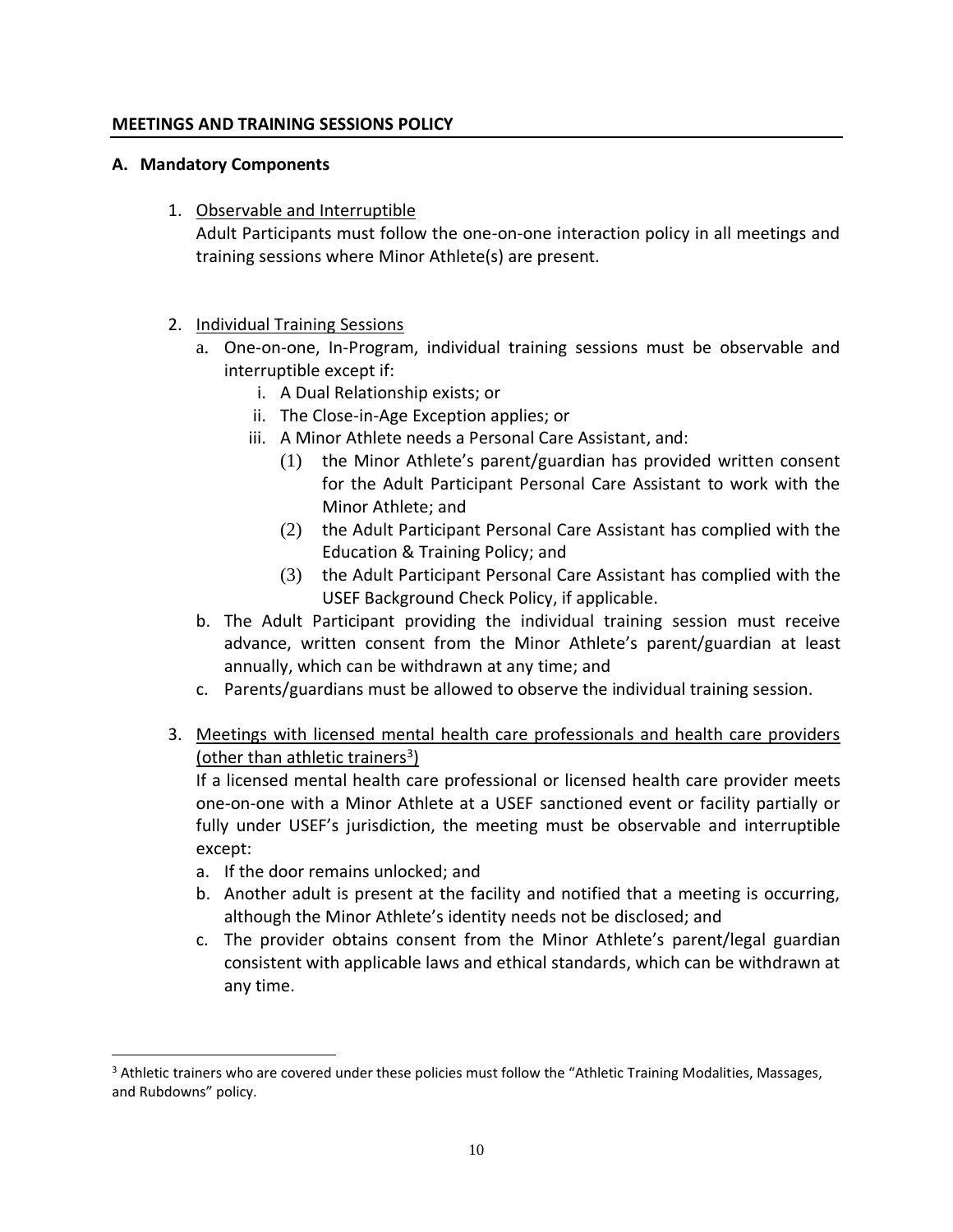## MEETINGS AND TRAINING SESSIONS POLICY

### A. Mandatory Components

1. <u>Observable and Interruptible</u>
   Adult Participants must follow the one-on-one interaction policy in all meetings and training sessions where Minor Athlete(s) are present.

2. <u>Individual Training Sessions</u>
   a. One-on-one, In-Program, individual training sessions must be observable and interruptible except if:
      i. A Dual Relationship exists; or
      ii. The Close-in-Age Exception applies; or
      iii. A Minor Athlete needs a Personal Care Assistant, and:
         (1) the Minor Athlete's parent/guardian has provided written consent for the Adult Participant Personal Care Assistant to work with the Minor Athlete; and
         (2) the Adult Participant Personal Care Assistant has complied with the Education & Training Policy; and
         (3) the Adult Participant Personal Care Assistant has complied with the USEF Background Check Policy, if applicable.

   b. The Adult Participant providing the individual training session must receive advance, written consent from the Minor Athlete's parent/guardian at least annually, which can be withdrawn at any time; and
   c. Parents/guardians must be allowed to observe the individual training session.

3. <u>Meetings with licensed mental health care professionals and health care providers (other than athletic trainers[3])</u>
   If a licensed mental health care professional or licensed health care provider meets one-on-one with a Minor Athlete at a USEF sanctioned event or facility partially or fully under USEF's jurisdiction, the meeting must be observable and interruptible except:
   a. If the door remains unlocked; and
   b. Another adult is present at the facility and notified that a meeting is occurring, although the Minor Athlete's identity needs not be disclosed; and
   c. The provider obtains consent from the Minor Athlete's parent/legal guardian consistent with applicable laws and ethical standards, which can be withdrawn at any time.

[3] Athletic trainers who are covered under these policies must follow the "Athletic Training Modalities, Massages, and Rubdowns" policy.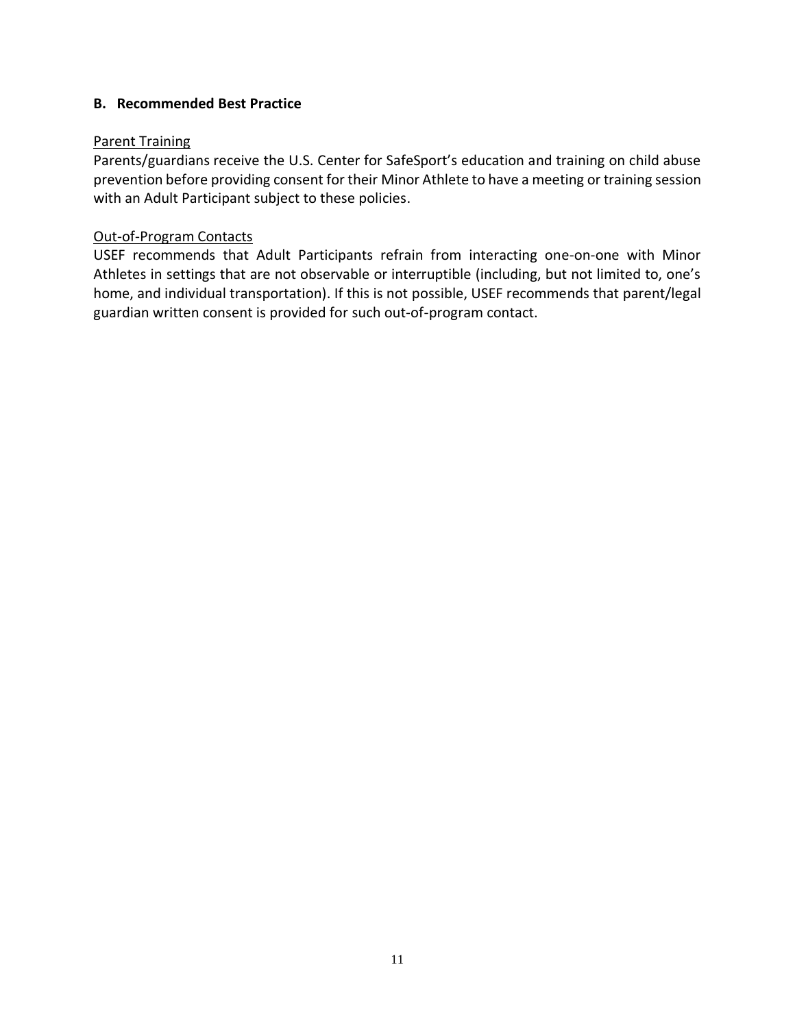## B. Recommended Best Practice

Parent Training

Parents/guardians receive the U.S. Center for SafeSport's education and training on child abuse prevention before providing consent for their Minor Athlete to have a meeting or training session with an Adult Participant subject to these policies.

Out-of-Program Contacts

USEF recommends that Adult Participants refrain from interacting one-on-one with Minor Athletes in settings that are not observable or interruptible (including, but not limited to, one's home, and individual transportation). If this is not possible, USEF recommends that parent/legal guardian written consent is provided for such out-of-program contact.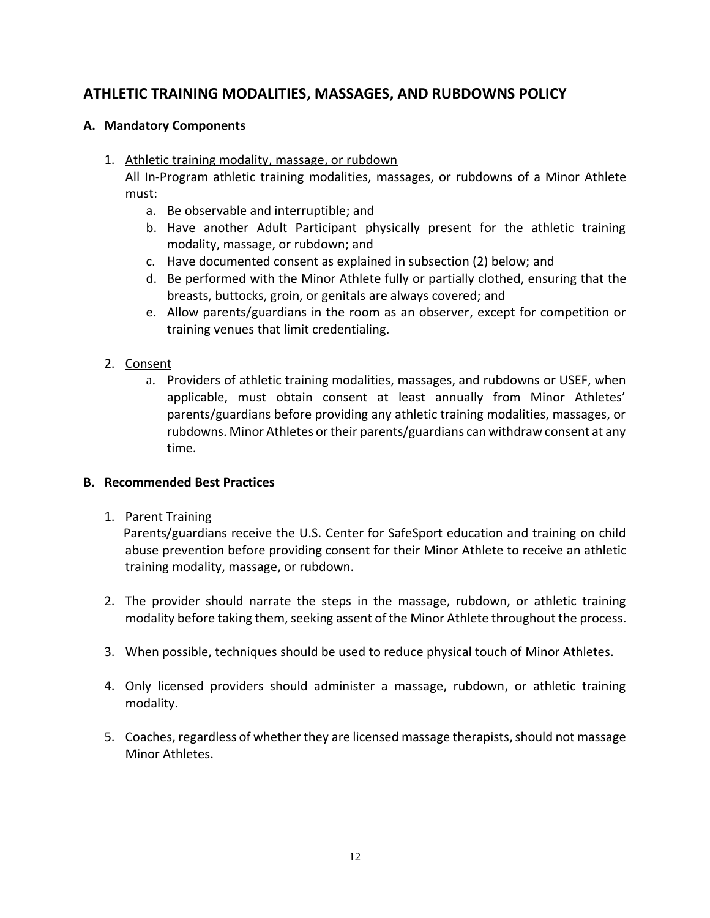## ATHLETIC TRAINING MODALITIES, MASSAGES, AND RUBDOWNS POLICY

### A. Mandatory Components

1. <u>Athletic training modality, massage, or rubdown</u>

   All In-Program athletic training modalities, massages, or rubdowns of a Minor Athlete must:

   a. Be observable and interruptible; and

   b. Have another Adult Participant physically present for the athletic training modality, massage, or rubdown; and

   c. Have documented consent as explained in subsection (2) below; and

   d. Be performed with the Minor Athlete fully or partially clothed, ensuring that the breasts, buttocks, groin, or genitals are always covered; and

   e. Allow parents/guardians in the room as an observer, except for competition or training venues that limit credentialing.

2. <u>Consent</u>

   a. Providers of athletic training modalities, massages, and rubdowns or USEF, when applicable, must obtain consent at least annually from Minor Athletes' parents/guardians before providing any athletic training modalities, massages, or rubdowns. Minor Athletes or their parents/guardians can withdraw consent at any time.

### B. Recommended Best Practices

1. <u>Parent Training</u>

   Parents/guardians receive the U.S. Center for SafeSport education and training on child abuse prevention before providing consent for their Minor Athlete to receive an athletic training modality, massage, or rubdown.

2. The provider should narrate the steps in the massage, rubdown, or athletic training modality before taking them, seeking assent of the Minor Athlete throughout the process.

3. When possible, techniques should be used to reduce physical touch of Minor Athletes.

4. Only licensed providers should administer a massage, rubdown, or athletic training modality.

5. Coaches, regardless of whether they are licensed massage therapists, should not massage Minor Athletes.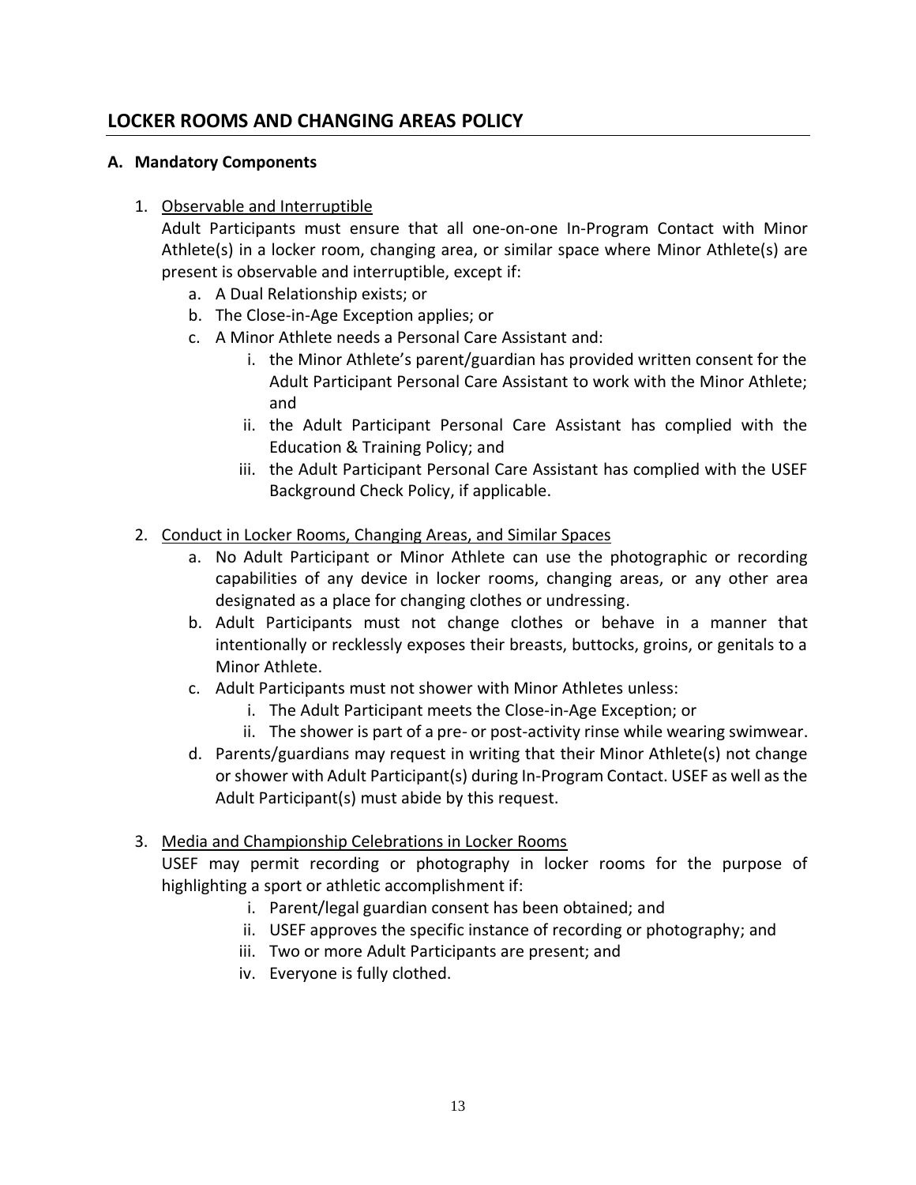## LOCKER ROOMS AND CHANGING AREAS POLICY

### A. Mandatory Components

1. <u>Observable and Interruptible</u>

   Adult Participants must ensure that all one-on-one In-Program Contact with Minor Athlete(s) in a locker room, changing area, or similar space where Minor Athlete(s) are present is observable and interruptible, except if:

   a. A Dual Relationship exists; or

   b. The Close-in-Age Exception applies; or

   c. A Minor Athlete needs a Personal Care Assistant and:

      i. the Minor Athlete's parent/guardian has provided written consent for the Adult Participant Personal Care Assistant to work with the Minor Athlete; and

      ii. the Adult Participant Personal Care Assistant has complied with the Education & Training Policy; and

      iii. the Adult Participant Personal Care Assistant has complied with the USEF Background Check Policy, if applicable.

2. <u>Conduct in Locker Rooms, Changing Areas, and Similar Spaces</u>

   a. No Adult Participant or Minor Athlete can use the photographic or recording capabilities of any device in locker rooms, changing areas, or any other area designated as a place for changing clothes or undressing.

   b. Adult Participants must not change clothes or behave in a manner that intentionally or recklessly exposes their breasts, buttocks, groins, or genitals to a Minor Athlete.

   c. Adult Participants must not shower with Minor Athletes unless:

      i. The Adult Participant meets the Close-in-Age Exception; or

      ii. The shower is part of a pre- or post-activity rinse while wearing swimwear.

   d. Parents/guardians may request in writing that their Minor Athlete(s) not change or shower with Adult Participant(s) during In-Program Contact. USEF as well as the Adult Participant(s) must abide by this request.

3. <u>Media and Championship Celebrations in Locker Rooms</u>

   USEF may permit recording or photography in locker rooms for the purpose of highlighting a sport or athletic accomplishment if:

   i. Parent/legal guardian consent has been obtained; and

   ii. USEF approves the specific instance of recording or photography; and

   iii. Two or more Adult Participants are present; and

   iv. Everyone is fully clothed.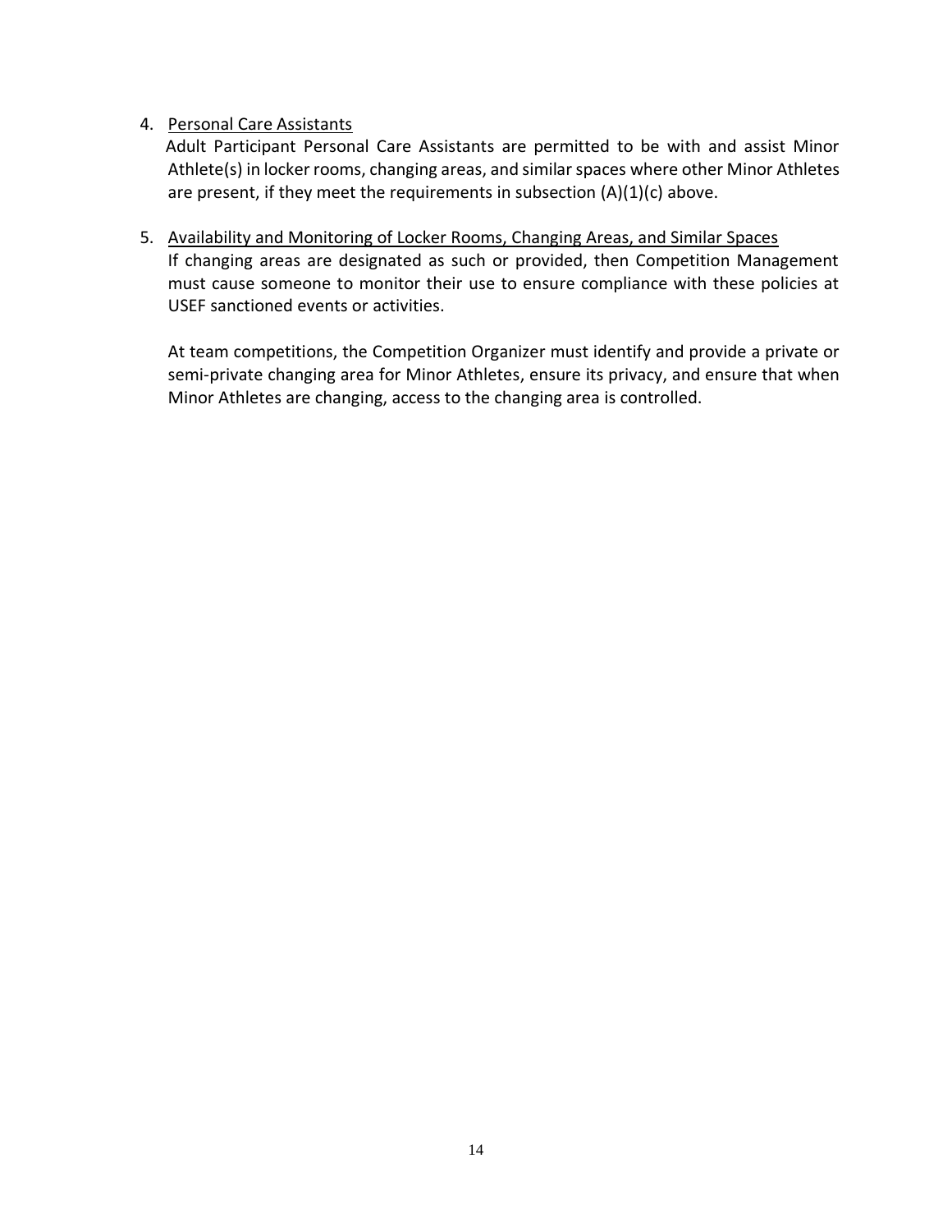4. <u>Personal Care Assistants</u>
   Adult Participant Personal Care Assistants are permitted to be with and assist Minor Athlete(s) in locker rooms, changing areas, and similar spaces where other Minor Athletes are present, if they meet the requirements in subsection (A)(1)(c) above.

5. <u>Availability and Monitoring of Locker Rooms, Changing Areas, and Similar Spaces</u>
   If changing areas are designated as such or provided, then Competition Management must cause someone to monitor their use to ensure compliance with these policies at USEF sanctioned events or activities.

   At team competitions, the Competition Organizer must identify and provide a private or semi-private changing area for Minor Athletes, ensure its privacy, and ensure that when Minor Athletes are changing, access to the changing area is controlled.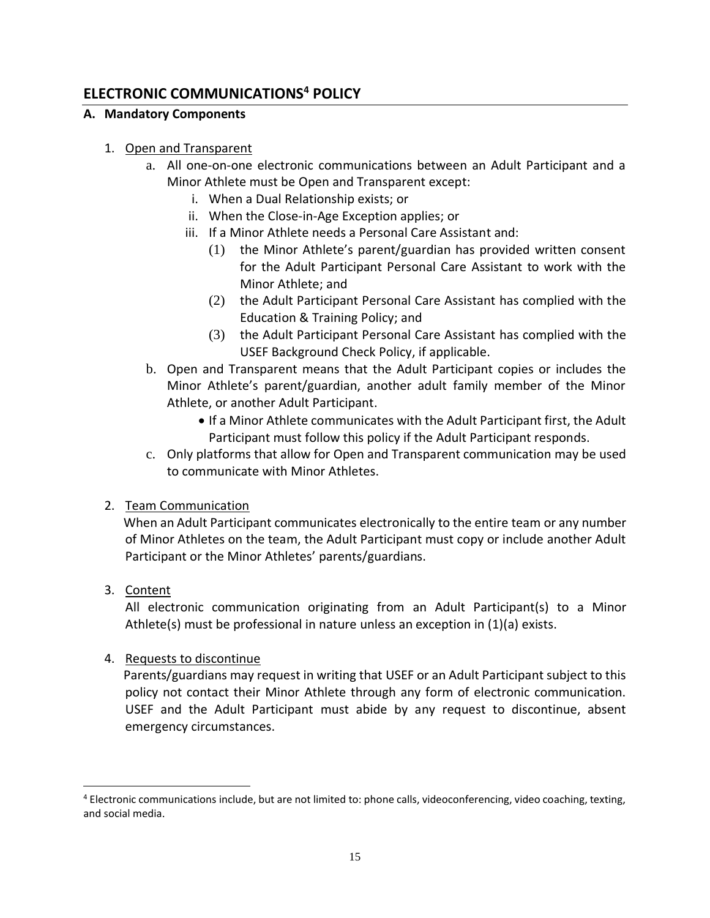## ELECTRONIC COMMUNICATIONS[4] POLICY

### A. Mandatory Components

1. Open and Transparent
   a. All one-on-one electronic communications between an Adult Participant and a Minor Athlete must be Open and Transparent except:
      i. When a Dual Relationship exists; or
      ii. When the Close-in-Age Exception applies; or
      iii. If a Minor Athlete needs a Personal Care Assistant and:
         (1) the Minor Athlete's parent/guardian has provided written consent for the Adult Participant Personal Care Assistant to work with the Minor Athlete; and
         (2) the Adult Participant Personal Care Assistant has complied with the Education & Training Policy; and
         (3) the Adult Participant Personal Care Assistant has complied with the USEF Background Check Policy, if applicable.
   b. Open and Transparent means that the Adult Participant copies or includes the Minor Athlete's parent/guardian, another adult family member of the Minor Athlete, or another Adult Participant.
      - If a Minor Athlete communicates with the Adult Participant first, the Adult Participant must follow this policy if the Adult Participant responds.
   c. Only platforms that allow for Open and Transparent communication may be used to communicate with Minor Athletes.

2. Team Communication
   When an Adult Participant communicates electronically to the entire team or any number of Minor Athletes on the team, the Adult Participant must copy or include another Adult Participant or the Minor Athletes' parents/guardians.

3. Content
   All electronic communication originating from an Adult Participant(s) to a Minor Athlete(s) must be professional in nature unless an exception in (1)(a) exists.

4. Requests to discontinue
   Parents/guardians may request in writing that USEF or an Adult Participant subject to this policy not contact their Minor Athlete through any form of electronic communication. USEF and the Adult Participant must abide by any request to discontinue, absent emergency circumstances.

[4] Electronic communications include, but are not limited to: phone calls, videoconferencing, video coaching, texting, and social media.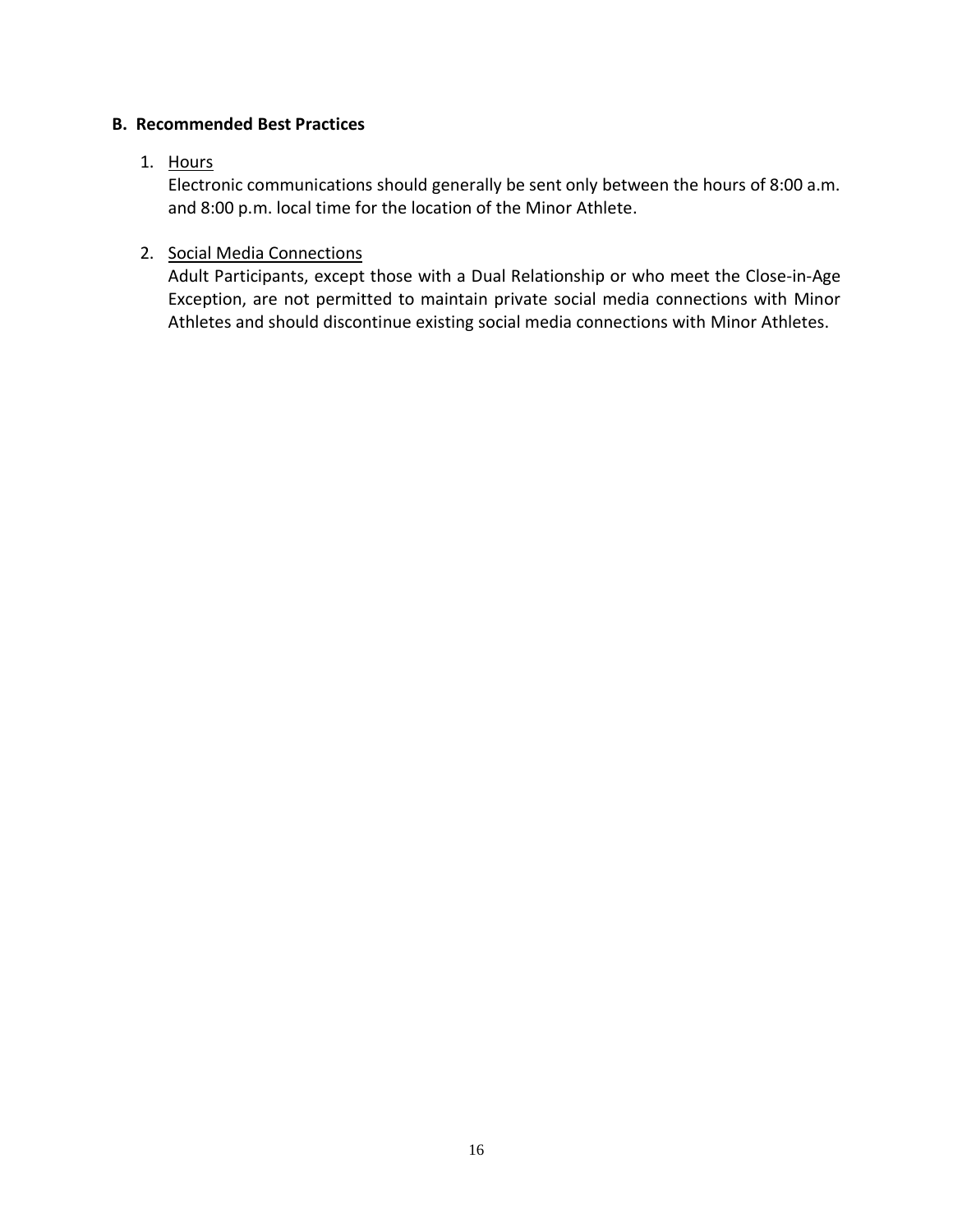### B. Recommended Best Practices

1. Hours

   Electronic communications should generally be sent only between the hours of 8:00 a.m. and 8:00 p.m. local time for the location of the Minor Athlete.

2. Social Media Connections

   Adult Participants, except those with a Dual Relationship or who meet the Close-in-Age Exception, are not permitted to maintain private social media connections with Minor Athletes and should discontinue existing social media connections with Minor Athletes.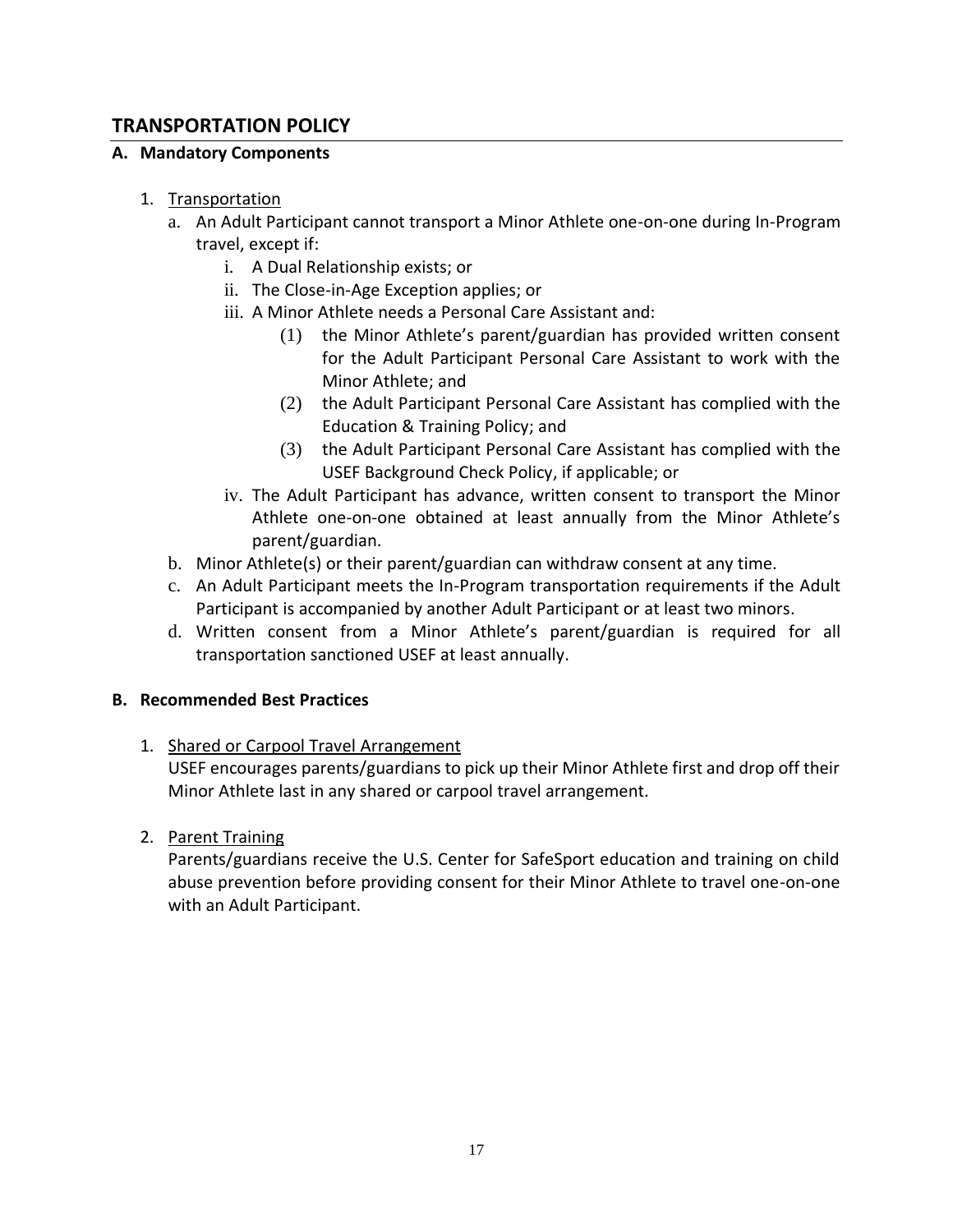## TRANSPORTATION POLICY

### A. Mandatory Components

1. Transportation
   a. An Adult Participant cannot transport a Minor Athlete one-on-one during In-Program travel, except if:
      i. A Dual Relationship exists; or
      ii. The Close-in-Age Exception applies; or
      iii. A Minor Athlete needs a Personal Care Assistant and:
         (1) the Minor Athlete's parent/guardian has provided written consent for the Adult Participant Personal Care Assistant to work with the Minor Athlete; and
         (2) the Adult Participant Personal Care Assistant has complied with the Education & Training Policy; and
         (3) the Adult Participant Personal Care Assistant has complied with the USEF Background Check Policy, if applicable; or
      iv. The Adult Participant has advance, written consent to transport the Minor Athlete one-on-one obtained at least annually from the Minor Athlete's parent/guardian.
   b. Minor Athlete(s) or their parent/guardian can withdraw consent at any time.
   c. An Adult Participant meets the In-Program transportation requirements if the Adult Participant is accompanied by another Adult Participant or at least two minors.
   d. Written consent from a Minor Athlete's parent/guardian is required for all transportation sanctioned USEF at least annually.

### B. Recommended Best Practices

1. Shared or Carpool Travel Arrangement
   USEF encourages parents/guardians to pick up their Minor Athlete first and drop off their Minor Athlete last in any shared or carpool travel arrangement.

2. Parent Training
   Parents/guardians receive the U.S. Center for SafeSport education and training on child abuse prevention before providing consent for their Minor Athlete to travel one-on-one with an Adult Participant.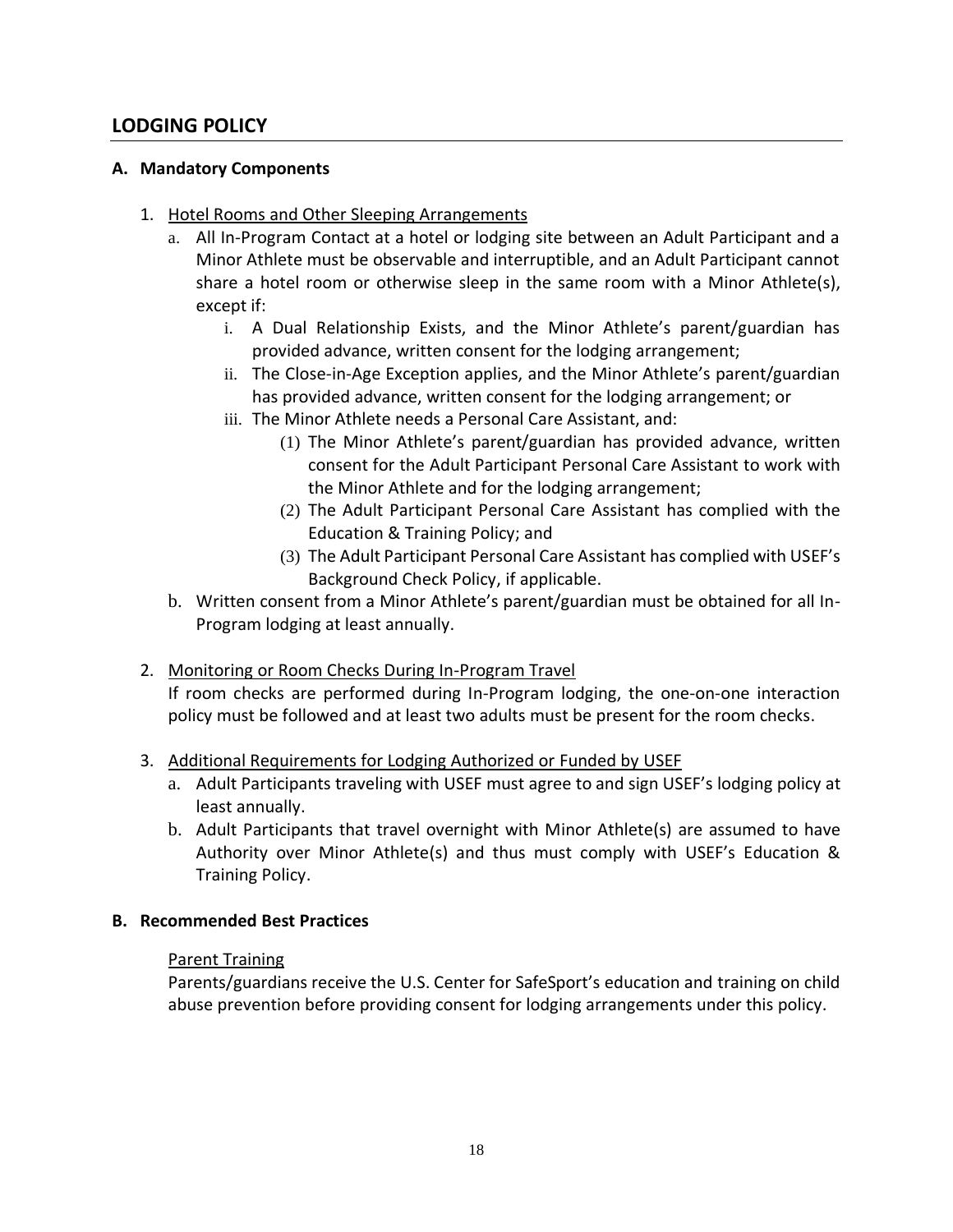## LODGING POLICY

### A. Mandatory Components

1. Hotel Rooms and Other Sleeping Arrangements
   a. All In-Program Contact at a hotel or lodging site between an Adult Participant and a Minor Athlete must be observable and interruptible, and an Adult Participant cannot share a hotel room or otherwise sleep in the same room with a Minor Athlete(s), except if:
      i. A Dual Relationship Exists, and the Minor Athlete's parent/guardian has provided advance, written consent for the lodging arrangement;
      ii. The Close-in-Age Exception applies, and the Minor Athlete's parent/guardian has provided advance, written consent for the lodging arrangement; or
      iii. The Minor Athlete needs a Personal Care Assistant, and:
         (1) The Minor Athlete's parent/guardian has provided advance, written consent for the Adult Participant Personal Care Assistant to work with the Minor Athlete and for the lodging arrangement;
         (2) The Adult Participant Personal Care Assistant has complied with the Education & Training Policy; and
         (3) The Adult Participant Personal Care Assistant has complied with USEF's Background Check Policy, if applicable.
   b. Written consent from a Minor Athlete's parent/guardian must be obtained for all In-Program lodging at least annually.

2. Monitoring or Room Checks During In-Program Travel
   If room checks are performed during In-Program lodging, the one-on-one interaction policy must be followed and at least two adults must be present for the room checks.

3. Additional Requirements for Lodging Authorized or Funded by USEF
   a. Adult Participants traveling with USEF must agree to and sign USEF's lodging policy at least annually.
   b. Adult Participants that travel overnight with Minor Athlete(s) are assumed to have Authority over Minor Athlete(s) and thus must comply with USEF's Education & Training Policy.

### B. Recommended Best Practices

Parent Training
Parents/guardians receive the U.S. Center for SafeSport's education and training on child abuse prevention before providing consent for lodging arrangements under this policy.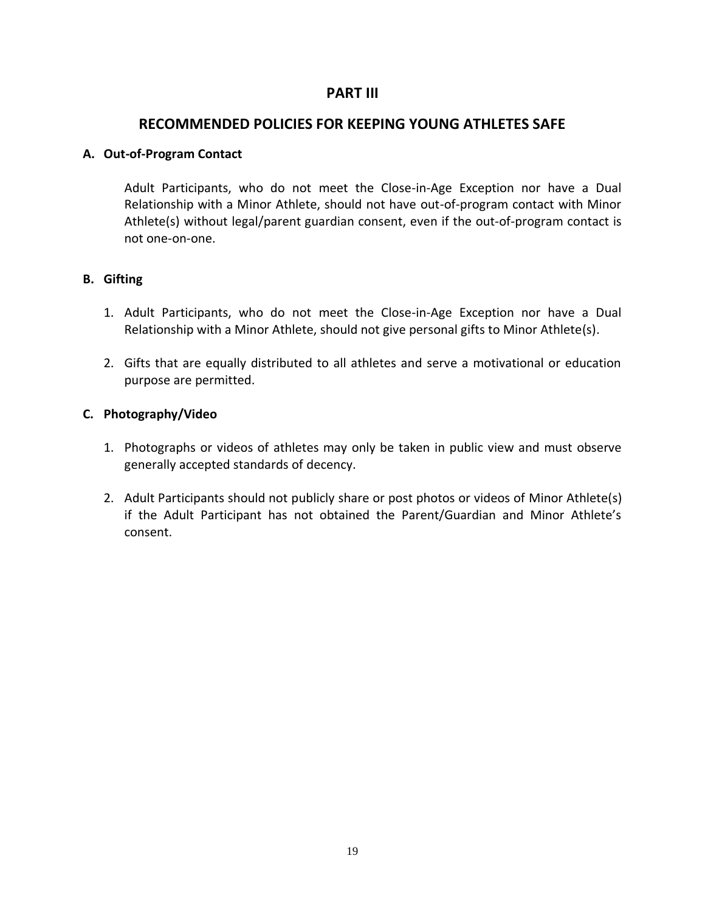# PART III

## RECOMMENDED POLICIES FOR KEEPING YOUNG ATHLETES SAFE

### A. Out-of-Program Contact

Adult Participants, who do not meet the Close-in-Age Exception nor have a Dual Relationship with a Minor Athlete, should not have out-of-program contact with Minor Athlete(s) without legal/parent guardian consent, even if the out-of-program contact is not one-on-one.

### B. Gifting

1. Adult Participants, who do not meet the Close-in-Age Exception nor have a Dual Relationship with a Minor Athlete, should not give personal gifts to Minor Athlete(s).

2. Gifts that are equally distributed to all athletes and serve a motivational or education purpose are permitted.

### C. Photography/Video

1. Photographs or videos of athletes may only be taken in public view and must observe generally accepted standards of decency.

2. Adult Participants should not publicly share or post photos or videos of Minor Athlete(s) if the Adult Participant has not obtained the Parent/Guardian and Minor Athlete's consent.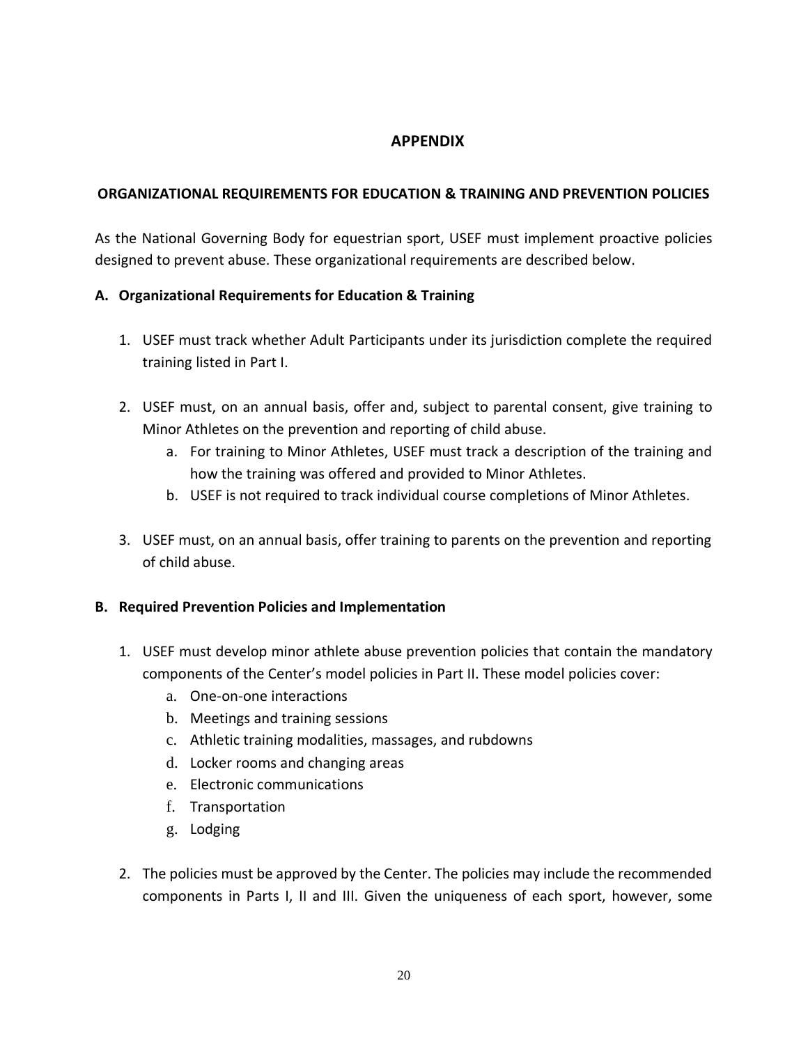# APPENDIX

## ORGANIZATIONAL REQUIREMENTS FOR EDUCATION & TRAINING AND PREVENTION POLICIES

As the National Governing Body for equestrian sport, USEF must implement proactive policies designed to prevent abuse. These organizational requirements are described below.

### A. Organizational Requirements for Education & Training

1. USEF must track whether Adult Participants under its jurisdiction complete the required training listed in Part I.

2. USEF must, on an annual basis, offer and, subject to parental consent, give training to Minor Athletes on the prevention and reporting of child abuse.
   a. For training to Minor Athletes, USEF must track a description of the training and how the training was offered and provided to Minor Athletes.
   b. USEF is not required to track individual course completions of Minor Athletes.

3. USEF must, on an annual basis, offer training to parents on the prevention and reporting of child abuse.

### B. Required Prevention Policies and Implementation

1. USEF must develop minor athlete abuse prevention policies that contain the mandatory components of the Center's model policies in Part II. These model policies cover:
   a. One-on-one interactions
   b. Meetings and training sessions
   c. Athletic training modalities, massages, and rubdowns
   d. Locker rooms and changing areas
   e. Electronic communications
   f. Transportation
   g. Lodging

2. The policies must be approved by the Center. The policies may include the recommended components in Parts I, II and III. Given the uniqueness of each sport, however, some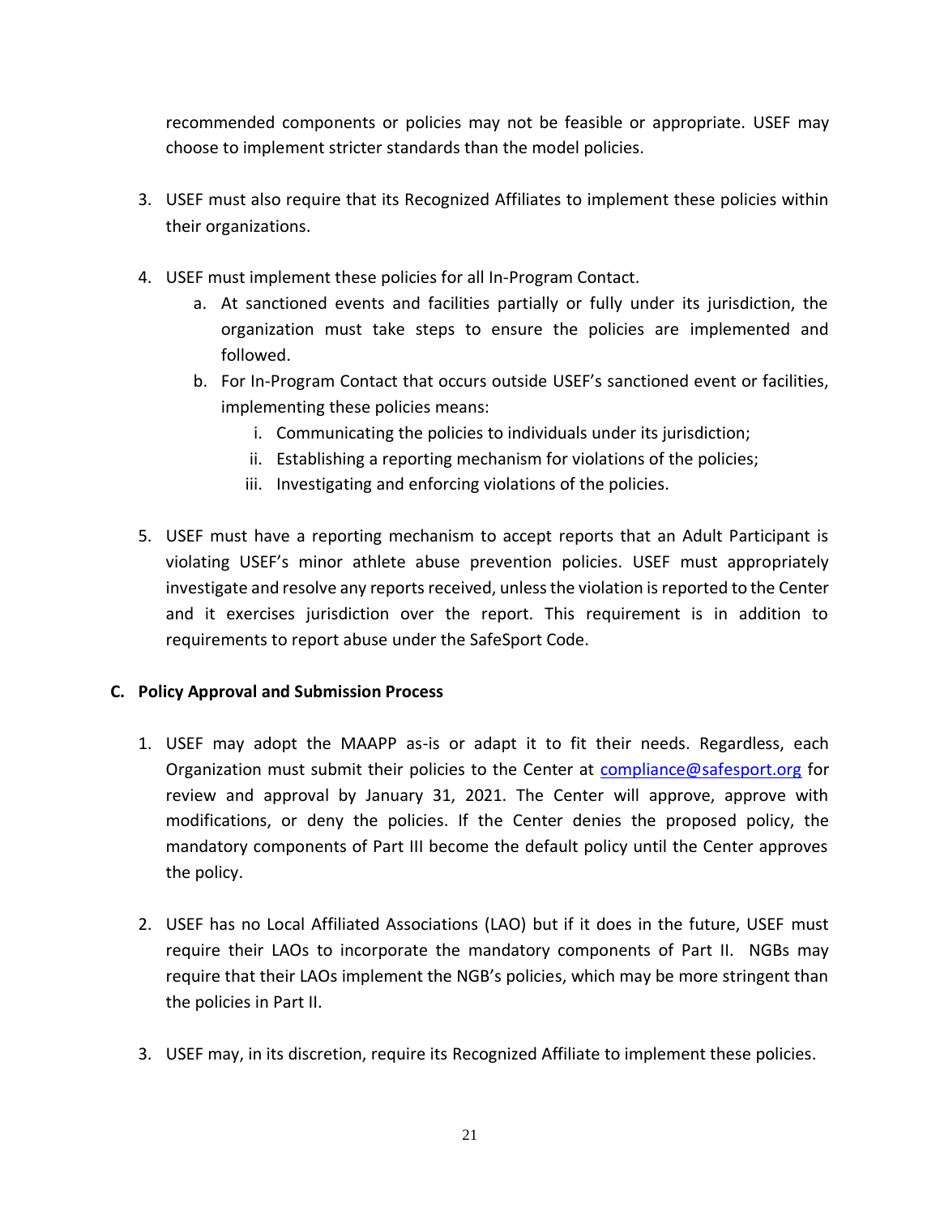recommended components or policies may not be feasible or appropriate. USEF may choose to implement stricter standards than the model policies.

3. USEF must also require that its Recognized Affiliates to implement these policies within their organizations.

4. USEF must implement these policies for all In-Program Contact.
   a. At sanctioned events and facilities partially or fully under its jurisdiction, the organization must take steps to ensure the policies are implemented and followed.
   b. For In-Program Contact that occurs outside USEF's sanctioned event or facilities, implementing these policies means:
      i. Communicating the policies to individuals under its jurisdiction;
      ii. Establishing a reporting mechanism for violations of the policies;
      iii. Investigating and enforcing violations of the policies.

5. USEF must have a reporting mechanism to accept reports that an Adult Participant is violating USEF's minor athlete abuse prevention policies. USEF must appropriately investigate and resolve any reports received, unless the violation is reported to the Center and it exercises jurisdiction over the report. This requirement is in addition to requirements to report abuse under the SafeSport Code.

**C. Policy Approval and Submission Process**

1. USEF may adopt the MAAPP as-is or adapt it to fit their needs. Regardless, each Organization must submit their policies to the Center at compliance@safesport.org for review and approval by January 31, 2021. The Center will approve, approve with modifications, or deny the policies. If the Center denies the proposed policy, the mandatory components of Part III become the default policy until the Center approves the policy.

2. USEF has no Local Affiliated Associations (LAO) but if it does in the future, USEF must require their LAOs to incorporate the mandatory components of Part II. NGBs may require that their LAOs implement the NGB's policies, which may be more stringent than the policies in Part II.

3. USEF may, in its discretion, require its Recognized Affiliate to implement these policies.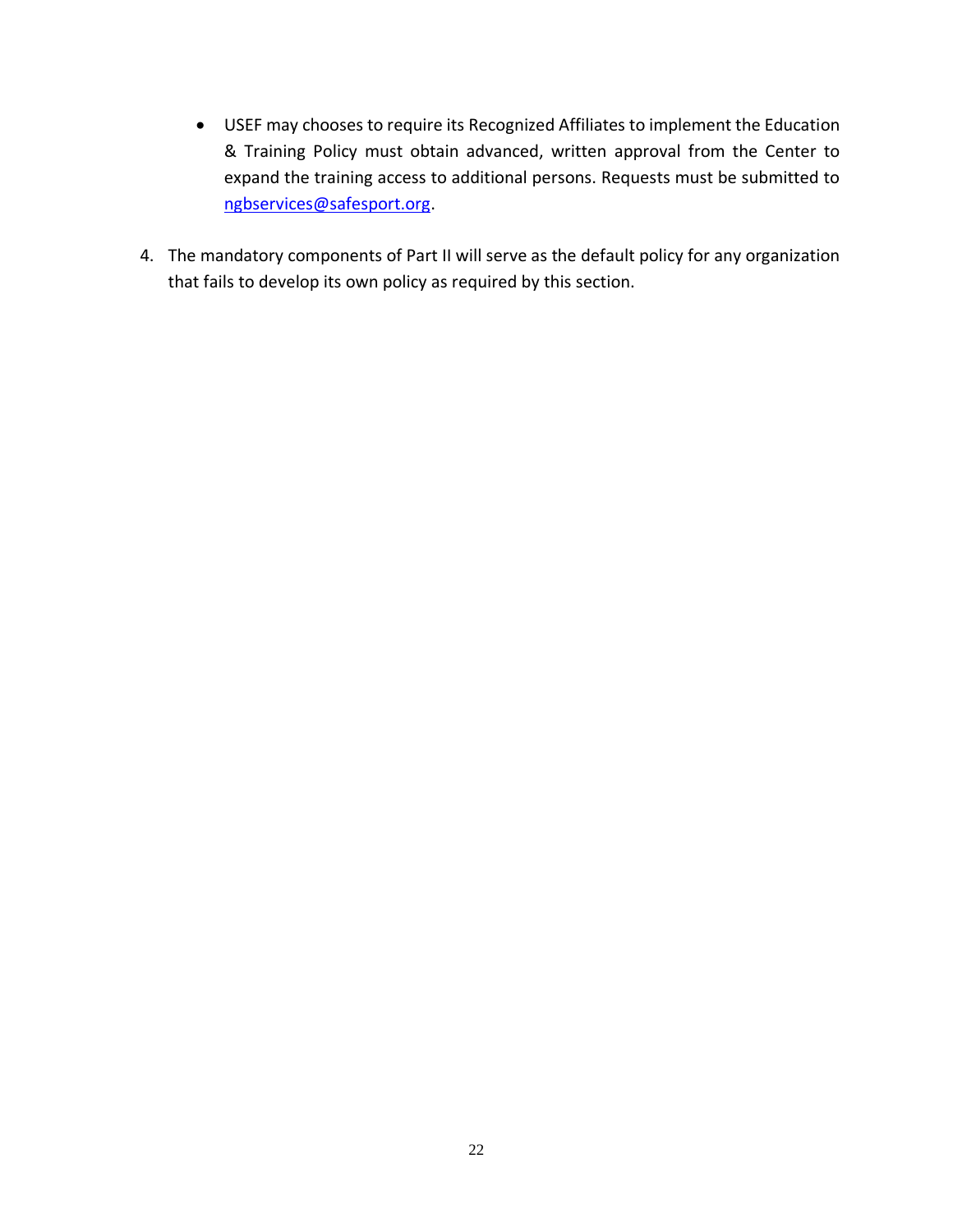- USEF may chooses to require its Recognized Affiliates to implement the Education & Training Policy must obtain advanced, written approval from the Center to expand the training access to additional persons. Requests must be submitted to [ngbservices@safesport.org](mailto:ngbservices@safesport.org).

4. The mandatory components of Part II will serve as the default policy for any organization that fails to develop its own policy as required by this section.